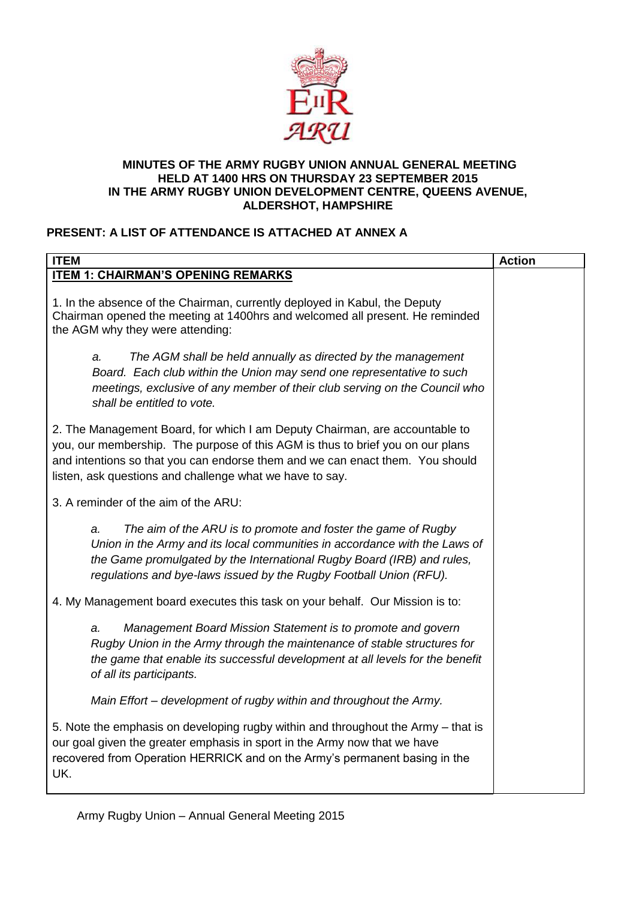**MINUTES OF THE ARMY RUGBY UNION ANNUAL GENERAL MEETING HELD AT 1400 HRS ON THURSDAY 23 SEPTEMBER 2015 IN THE ARMY RUGBY UNION DEVELOPMENT CENTRE, QUEENS AVENUE, ALDERSHOT, HAMPSHIRE**

**PRESENT: A LIST OF ATTENDANCE IS ATTACHED AT ANNEX A**

| ITEM | Action |
|---|---|
| **ITEM 1: CHAIRMAN'S OPENING REMARKS** | |
| 1. In the absence of the Chairman, currently deployed in Kabul, the Deputy Chairman opened the meeting at 1400hrs and welcomed all present. He reminded the AGM why they were attending: | |
| *a. The AGM shall be held annually as directed by the management Board. Each club within the Union may send one representative to such meetings, exclusive of any member of their club serving on the Council who shall be entitled to vote.* | |
| 2. The Management Board, for which I am Deputy Chairman, are accountable to you, our membership. The purpose of this AGM is thus to brief you on our plans and intentions so that you can endorse them and we can enact them. You should listen, ask questions and challenge what we have to say. | |
| 3. A reminder of the aim of the ARU: | |
| *a. The aim of the ARU is to promote and foster the game of Rugby Union in the Army and its local communities in accordance with the Laws of the Game promulgated by the International Rugby Board (IRB) and rules, regulations and bye-laws issued by the Rugby Football Union (RFU).* | |
| 4. My Management board executes this task on your behalf. Our Mission is to: | |
| *a. Management Board Mission Statement is to promote and govern Rugby Union in the Army through the maintenance of stable structures for the game that enable its successful development at all levels for the benefit of all its participants.* | |
| *Main Effort – development of rugby within and throughout the Army.* | |
| 5. Note the emphasis on developing rugby within and throughout the Army – that is our goal given the greater emphasis in sport in the Army now that we have recovered from Operation HERRICK and on the Army's permanent basing in the UK. | |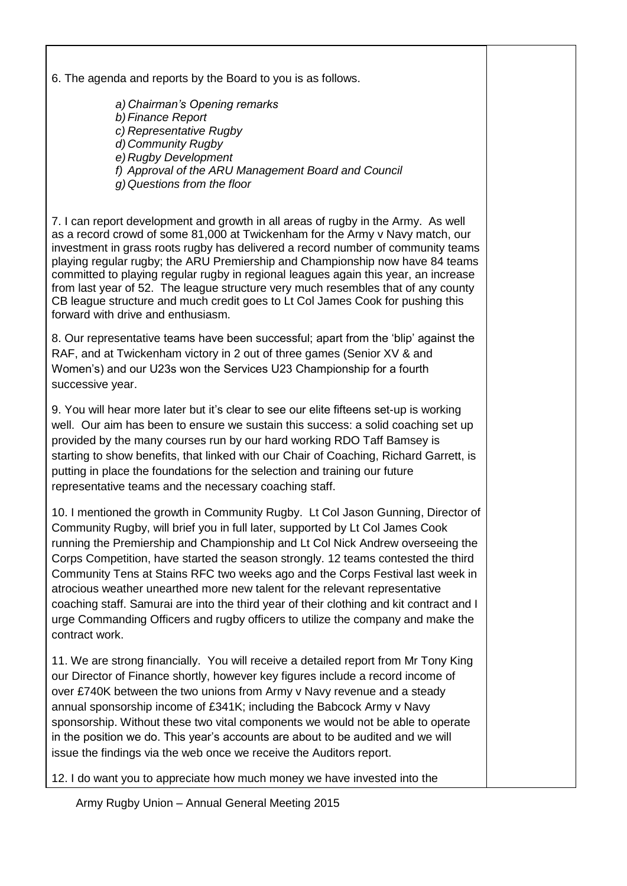6. The agenda and reports by the Board to you is as follows.

- *a) Chairman's Opening remarks*
- *b) Finance Report*
- *c) Representative Rugby*
- *d) Community Rugby*
- *e) Rugby Development*
- *f) Approval of the ARU Management Board and Council*
- *g) Questions from the floor*

7. I can report development and growth in all areas of rugby in the Army. As well as a record crowd of some 81,000 at Twickenham for the Army v Navy match, our investment in grass roots rugby has delivered a record number of community teams playing regular rugby; the ARU Premiership and Championship now have 84 teams committed to playing regular rugby in regional leagues again this year, an increase from last year of 52. The league structure very much resembles that of any county CB league structure and much credit goes to Lt Col James Cook for pushing this forward with drive and enthusiasm.

8. Our representative teams have been successful; apart from the 'blip' against the RAF, and at Twickenham victory in 2 out of three games (Senior XV & and Women's) and our U23s won the Services U23 Championship for a fourth successive year.

9. You will hear more later but it's clear to see our elite fifteens set-up is working well. Our aim has been to ensure we sustain this success: a solid coaching set up provided by the many courses run by our hard working RDO Taff Bamsey is starting to show benefits, that linked with our Chair of Coaching, Richard Garrett, is putting in place the foundations for the selection and training our future representative teams and the necessary coaching staff.

10. I mentioned the growth in Community Rugby. Lt Col Jason Gunning, Director of Community Rugby, will brief you in full later, supported by Lt Col James Cook running the Premiership and Championship and Lt Col Nick Andrew overseeing the Corps Competition, have started the season strongly. 12 teams contested the third Community Tens at Stains RFC two weeks ago and the Corps Festival last week in atrocious weather unearthed more new talent for the relevant representative coaching staff. Samurai are into the third year of their clothing and kit contract and I urge Commanding Officers and rugby officers to utilize the company and make the contract work.

11. We are strong financially. You will receive a detailed report from Mr Tony King our Director of Finance shortly, however key figures include a record income of over £740K between the two unions from Army v Navy revenue and a steady annual sponsorship income of £341K; including the Babcock Army v Navy sponsorship. Without these two vital components we would not be able to operate in the position we do. This year's accounts are about to be audited and we will issue the findings via the web once we receive the Auditors report.

12. I do want you to appreciate how much money we have invested into the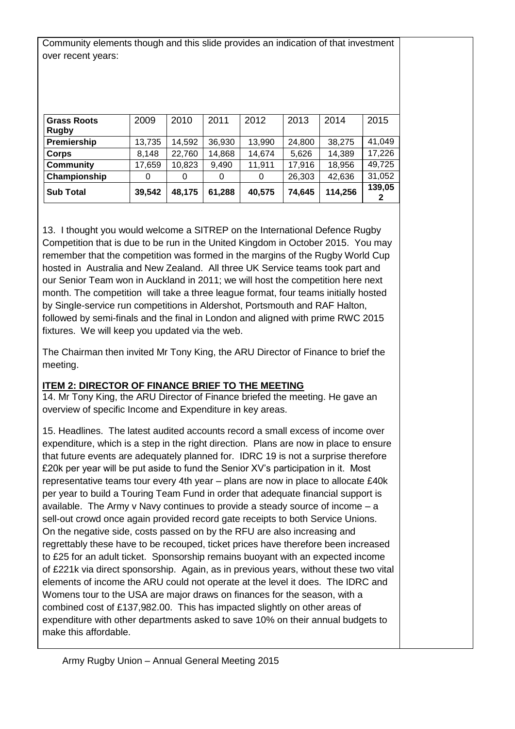Community elements though and this slide provides an indication of that investment over recent years:

| Grass Roots Rugby | 2009 | 2010 | 2011 | 2012 | 2013 | 2014 | 2015 |
|---|---|---|---|---|---|---|---|
| **Premiership** | 13,735 | 14,592 | 36,930 | 13,990 | 24,800 | 38,275 | 41,049 |
| **Corps** | 8,148 | 22,760 | 14,868 | 14,674 | 5,626 | 14,389 | 17,226 |
| **Community** | 17,659 | 10,823 | 9,490 | 11,911 | 17,916 | 18,956 | 49,725 |
| **Championship** | 0 | 0 | 0 | 0 | 26,303 | 42,636 | 31,052 |
| **Sub Total** | **39,542** | **48,175** | **61,288** | **40,575** | **74,645** | **114,256** | **139,052** |

13. I thought you would welcome a SITREP on the International Defence Rugby Competition that is due to be run in the United Kingdom in October 2015. You may remember that the competition was formed in the margins of the Rugby World Cup hosted in Australia and New Zealand. All three UK Service teams took part and our Senior Team won in Auckland in 2011; we will host the competition here next month. The competition will take a three league format, four teams initially hosted by Single-service run competitions in Aldershot, Portsmouth and RAF Halton, followed by semi-finals and the final in London and aligned with prime RWC 2015 fixtures. We will keep you updated via the web.

The Chairman then invited Mr Tony King, the ARU Director of Finance to brief the meeting.

**ITEM 2: DIRECTOR OF FINANCE BRIEF TO THE MEETING**

14. Mr Tony King, the ARU Director of Finance briefed the meeting. He gave an overview of specific Income and Expenditure in key areas.

15. Headlines. The latest audited accounts record a small excess of income over expenditure, which is a step in the right direction. Plans are now in place to ensure that future events are adequately planned for. IDRC 19 is not a surprise therefore £20k per year will be put aside to fund the Senior XV's participation in it. Most representative teams tour every 4th year – plans are now in place to allocate £40k per year to build a Touring Team Fund in order that adequate financial support is available. The Army v Navy continues to provide a steady source of income – a sell-out crowd once again provided record gate receipts to both Service Unions. On the negative side, costs passed on by the RFU are also increasing and regrettably these have to be recouped, ticket prices have therefore been increased to £25 for an adult ticket. Sponsorship remains buoyant with an expected income of £221k via direct sponsorship. Again, as in previous years, without these two vital elements of income the ARU could not operate at the level it does. The IDRC and Womens tour to the USA are major draws on finances for the season, with a combined cost of £137,982.00. This has impacted slightly on other areas of expenditure with other departments asked to save 10% on their annual budgets to make this affordable.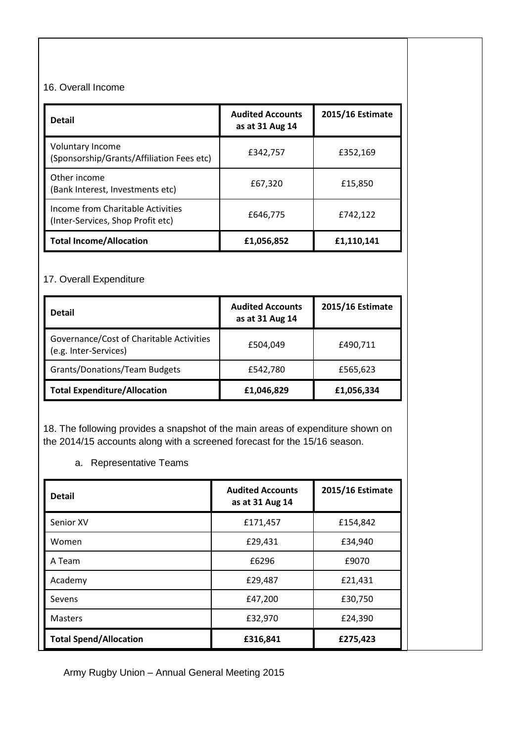16. Overall Income

| Detail | Audited Accounts as at 31 Aug 14 | 2015/16 Estimate |
|---|---|---|
| Voluntary Income (Sponsorship/Grants/Affiliation Fees etc) | £342,757 | £352,169 |
| Other income (Bank Interest, Investments etc) | £67,320 | £15,850 |
| Income from Charitable Activities (Inter-Services, Shop Profit etc) | £646,775 | £742,122 |
| **Total Income/Allocation** | **£1,056,852** | **£1,110,141** |

17. Overall Expenditure

| Detail | Audited Accounts as at 31 Aug 14 | 2015/16 Estimate |
|---|---|---|
| Governance/Cost of Charitable Activities (e.g. Inter-Services) | £504,049 | £490,711 |
| Grants/Donations/Team Budgets | £542,780 | £565,623 |
| **Total Expenditure/Allocation** | **£1,046,829** | **£1,056,334** |

18. The following provides a snapshot of the main areas of expenditure shown on the 2014/15 accounts along with a screened forecast for the 15/16 season.

a. Representative Teams

| Detail | Audited Accounts as at 31 Aug 14 | 2015/16 Estimate |
|---|---|---|
| Senior XV | £171,457 | £154,842 |
| Women | £29,431 | £34,940 |
| A Team | £6296 | £9070 |
| Academy | £29,487 | £21,431 |
| Sevens | £47,200 | £30,750 |
| Masters | £32,970 | £24,390 |
| **Total Spend/Allocation** | **£316,841** | **£275,423** |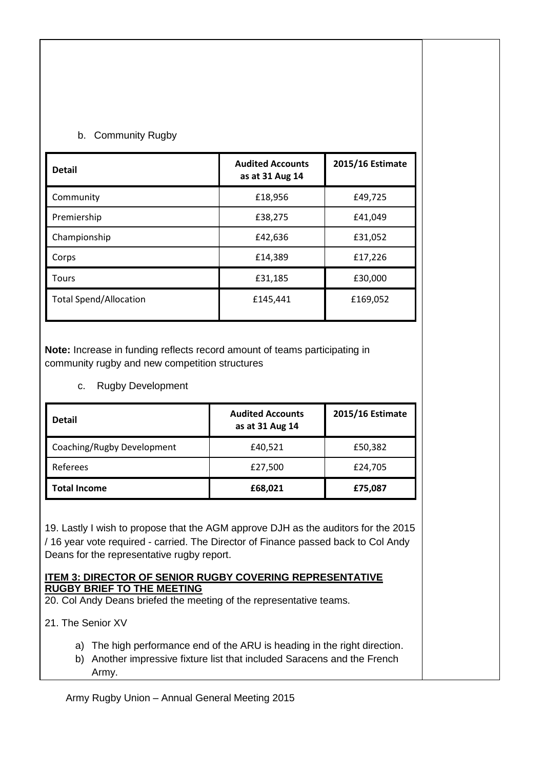b. Community Rugby

| Detail | Audited Accounts as at 31 Aug 14 | 2015/16 Estimate |
|---|---|---|
| Community | £18,956 | £49,725 |
| Premiership | £38,275 | £41,049 |
| Championship | £42,636 | £31,052 |
| Corps | £14,389 | £17,226 |
| Tours | £31,185 | £30,000 |
| Total Spend/Allocation | £145,441 | £169,052 |

**Note:** Increase in funding reflects record amount of teams participating in community rugby and new competition structures

c. Rugby Development

| Detail | Audited Accounts as at 31 Aug 14 | 2015/16 Estimate |
|---|---|---|
| Coaching/Rugby Development | £40,521 | £50,382 |
| Referees | £27,500 | £24,705 |
| **Total Income** | **£68,021** | **£75,087** |

19. Lastly I wish to propose that the AGM approve DJH as the auditors for the 2015 / 16 year vote required - carried. The Director of Finance passed back to Col Andy Deans for the representative rugby report.

**ITEM 3: DIRECTOR OF SENIOR RUGBY COVERING REPRESENTATIVE RUGBY BRIEF TO THE MEETING**

20. Col Andy Deans briefed the meeting of the representative teams.

21. The Senior XV

a) The high performance end of the ARU is heading in the right direction.
b) Another impressive fixture list that included Saracens and the French Army.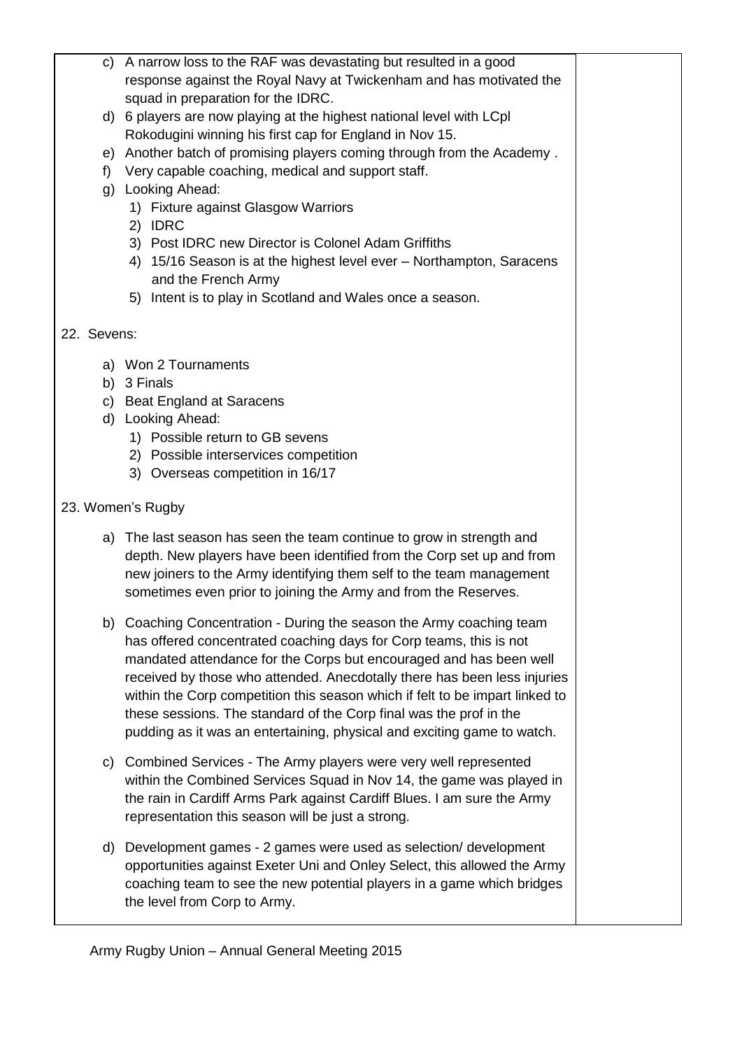c) A narrow loss to the RAF was devastating but resulted in a good response against the Royal Navy at Twickenham and has motivated the squad in preparation for the IDRC.
d) 6 players are now playing at the highest national level with LCpl Rokodugini winning his first cap for England in Nov 15.
e) Another batch of promising players coming through from the Academy .
f) Very capable coaching, medical and support staff.
g) Looking Ahead:
    1) Fixture against Glasgow Warriors
    2) IDRC
    3) Post IDRC new Director is Colonel Adam Griffiths
    4) 15/16 Season is at the highest level ever – Northampton, Saracens and the French Army
    5) Intent is to play in Scotland and Wales once a season.

22. Sevens:

a) Won 2 Tournaments
b) 3 Finals
c) Beat England at Saracens
d) Looking Ahead:
    1) Possible return to GB sevens
    2) Possible interservices competition
    3) Overseas competition in 16/17

23. Women's Rugby

a) The last season has seen the team continue to grow in strength and depth. New players have been identified from the Corp set up and from new joiners to the Army identifying them self to the team management sometimes even prior to joining the Army and from the Reserves.

b) Coaching Concentration - During the season the Army coaching team has offered concentrated coaching days for Corp teams, this is not mandated attendance for the Corps but encouraged and has been well received by those who attended. Anecdotally there has been less injuries within the Corp competition this season which if felt to be impart linked to these sessions. The standard of the Corp final was the prof in the pudding as it was an entertaining, physical and exciting game to watch.

c) Combined Services - The Army players were very well represented within the Combined Services Squad in Nov 14, the game was played in the rain in Cardiff Arms Park against Cardiff Blues. I am sure the Army representation this season will be just a strong.

d) Development games - 2 games were used as selection/ development opportunities against Exeter Uni and Onley Select, this allowed the Army coaching team to see the new potential players in a game which bridges the level from Corp to Army.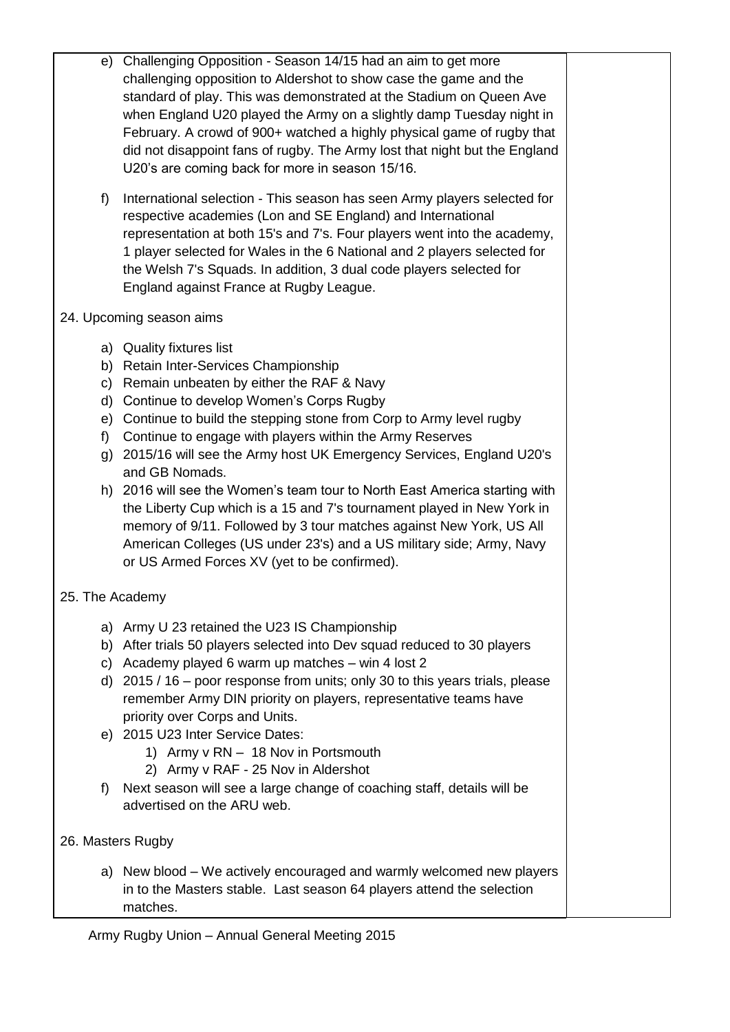e) Challenging Opposition - Season 14/15 had an aim to get more challenging opposition to Aldershot to show case the game and the standard of play. This was demonstrated at the Stadium on Queen Ave when England U20 played the Army on a slightly damp Tuesday night in February. A crowd of 900+ watched a highly physical game of rugby that did not disappoint fans of rugby. The Army lost that night but the England U20's are coming back for more in season 15/16.

f) International selection - This season has seen Army players selected for respective academies (Lon and SE England) and International representation at both 15's and 7's. Four players went into the academy, 1 player selected for Wales in the 6 National and 2 players selected for the Welsh 7's Squads. In addition, 3 dual code players selected for England against France at Rugby League.

24. Upcoming season aims

a) Quality fixtures list
b) Retain Inter-Services Championship
c) Remain unbeaten by either the RAF & Navy
d) Continue to develop Women's Corps Rugby
e) Continue to build the stepping stone from Corp to Army level rugby
f) Continue to engage with players within the Army Reserves
g) 2015/16 will see the Army host UK Emergency Services, England U20's and GB Nomads.
h) 2016 will see the Women's team tour to North East America starting with the Liberty Cup which is a 15 and 7's tournament played in New York in memory of 9/11. Followed by 3 tour matches against New York, US All American Colleges (US under 23's) and a US military side; Army, Navy or US Armed Forces XV (yet to be confirmed).

25. The Academy

a) Army U 23 retained the U23 IS Championship
b) After trials 50 players selected into Dev squad reduced to 30 players
c) Academy played 6 warm up matches – win 4 lost 2
d) 2015 / 16 – poor response from units; only 30 to this years trials, please remember Army DIN priority on players, representative teams have priority over Corps and Units.
e) 2015 U23 Inter Service Dates:
   1) Army v RN – 18 Nov in Portsmouth
   2) Army v RAF - 25 Nov in Aldershot
f) Next season will see a large change of coaching staff, details will be advertised on the ARU web.

26. Masters Rugby

a) New blood – We actively encouraged and warmly welcomed new players in to the Masters stable. Last season 64 players attend the selection matches.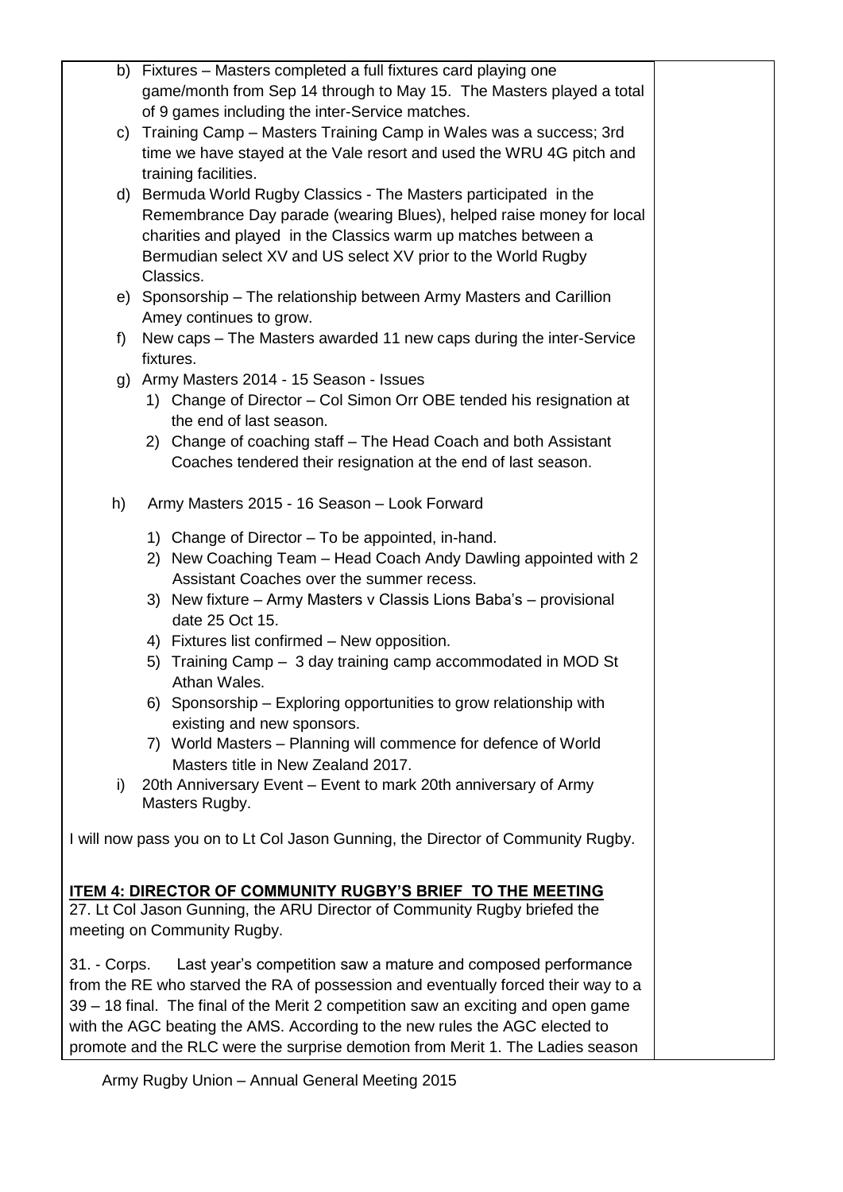b) Fixtures – Masters completed a full fixtures card playing one game/month from Sep 14 through to May 15. The Masters played a total of 9 games including the inter-Service matches.

c) Training Camp – Masters Training Camp in Wales was a success; 3rd time we have stayed at the Vale resort and used the WRU 4G pitch and training facilities.

d) Bermuda World Rugby Classics - The Masters participated in the Remembrance Day parade (wearing Blues), helped raise money for local charities and played in the Classics warm up matches between a Bermudian select XV and US select XV prior to the World Rugby Classics.

e) Sponsorship – The relationship between Army Masters and Carillion Amey continues to grow.

f) New caps – The Masters awarded 11 new caps during the inter-Service fixtures.

g) Army Masters 2014 - 15 Season - Issues

   1) Change of Director – Col Simon Orr OBE tended his resignation at the end of last season.
   2) Change of coaching staff – The Head Coach and both Assistant Coaches tendered their resignation at the end of last season.

h) Army Masters 2015 - 16 Season – Look Forward

   1) Change of Director – To be appointed, in-hand.
   2) New Coaching Team – Head Coach Andy Dawling appointed with 2 Assistant Coaches over the summer recess.
   3) New fixture – Army Masters v Classis Lions Baba's – provisional date 25 Oct 15.
   4) Fixtures list confirmed – New opposition.
   5) Training Camp – 3 day training camp accommodated in MOD St Athan Wales.
   6) Sponsorship – Exploring opportunities to grow relationship with existing and new sponsors.
   7) World Masters – Planning will commence for defence of World Masters title in New Zealand 2017.

i) 20th Anniversary Event – Event to mark 20th anniversary of Army Masters Rugby.

I will now pass you on to Lt Col Jason Gunning, the Director of Community Rugby.

**ITEM 4: DIRECTOR OF COMMUNITY RUGBY'S BRIEF TO THE MEETING**

27. Lt Col Jason Gunning, the ARU Director of Community Rugby briefed the meeting on Community Rugby.

31. - Corps. Last year's competition saw a mature and composed performance from the RE who starved the RA of possession and eventually forced their way to a 39 – 18 final. The final of the Merit 2 competition saw an exciting and open game with the AGC beating the AMS. According to the new rules the AGC elected to promote and the RLC were the surprise demotion from Merit 1. The Ladies season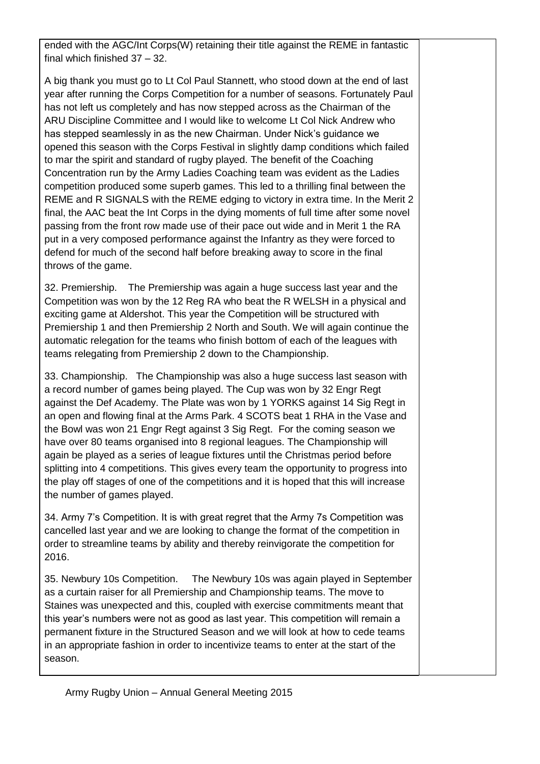ended with the AGC/Int Corps(W) retaining their title against the REME in fantastic final which finished 37 – 32.

A big thank you must go to Lt Col Paul Stannett, who stood down at the end of last year after running the Corps Competition for a number of seasons. Fortunately Paul has not left us completely and has now stepped across as the Chairman of the ARU Discipline Committee and I would like to welcome Lt Col Nick Andrew who has stepped seamlessly in as the new Chairman. Under Nick's guidance we opened this season with the Corps Festival in slightly damp conditions which failed to mar the spirit and standard of rugby played. The benefit of the Coaching Concentration run by the Army Ladies Coaching team was evident as the Ladies competition produced some superb games. This led to a thrilling final between the REME and R SIGNALS with the REME edging to victory in extra time. In the Merit 2 final, the AAC beat the Int Corps in the dying moments of full time after some novel passing from the front row made use of their pace out wide and in Merit 1 the RA put in a very composed performance against the Infantry as they were forced to defend for much of the second half before breaking away to score in the final throws of the game.

32. Premiership. The Premiership was again a huge success last year and the Competition was won by the 12 Reg RA who beat the R WELSH in a physical and exciting game at Aldershot. This year the Competition will be structured with Premiership 1 and then Premiership 2 North and South. We will again continue the automatic relegation for the teams who finish bottom of each of the leagues with teams relegating from Premiership 2 down to the Championship.

33. Championship. The Championship was also a huge success last season with a record number of games being played. The Cup was won by 32 Engr Regt against the Def Academy. The Plate was won by 1 YORKS against 14 Sig Regt in an open and flowing final at the Arms Park. 4 SCOTS beat 1 RHA in the Vase and the Bowl was won 21 Engr Regt against 3 Sig Regt. For the coming season we have over 80 teams organised into 8 regional leagues. The Championship will again be played as a series of league fixtures until the Christmas period before splitting into 4 competitions. This gives every team the opportunity to progress into the play off stages of one of the competitions and it is hoped that this will increase the number of games played.

34. Army 7's Competition. It is with great regret that the Army 7s Competition was cancelled last year and we are looking to change the format of the competition in order to streamline teams by ability and thereby reinvigorate the competition for 2016.

35. Newbury 10s Competition. The Newbury 10s was again played in September as a curtain raiser for all Premiership and Championship teams. The move to Staines was unexpected and this, coupled with exercise commitments meant that this year's numbers were not as good as last year. This competition will remain a permanent fixture in the Structured Season and we will look at how to cede teams in an appropriate fashion in order to incentivize teams to enter at the start of the season.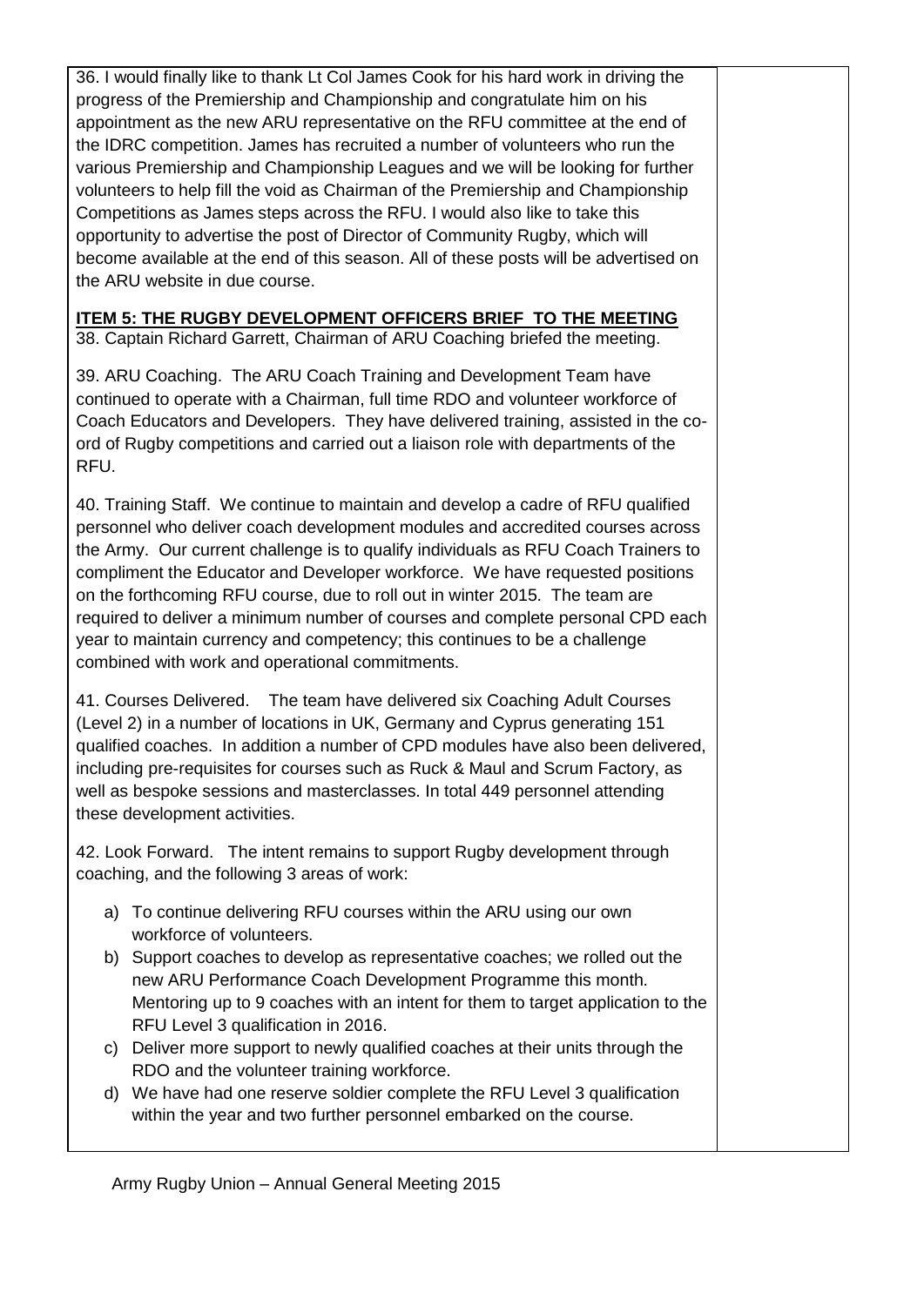36. I would finally like to thank Lt Col James Cook for his hard work in driving the progress of the Premiership and Championship and congratulate him on his appointment as the new ARU representative on the RFU committee at the end of the IDRC competition. James has recruited a number of volunteers who run the various Premiership and Championship Leagues and we will be looking for further volunteers to help fill the void as Chairman of the Premiership and Championship Competitions as James steps across the RFU. I would also like to take this opportunity to advertise the post of Director of Community Rugby, which will become available at the end of this season. All of these posts will be advertised on the ARU website in due course.

**ITEM 5: THE RUGBY DEVELOPMENT OFFICERS BRIEF TO THE MEETING**

38. Captain Richard Garrett, Chairman of ARU Coaching briefed the meeting.

39. ARU Coaching. The ARU Coach Training and Development Team have continued to operate with a Chairman, full time RDO and volunteer workforce of Coach Educators and Developers. They have delivered training, assisted in the co-ord of Rugby competitions and carried out a liaison role with departments of the RFU.

40. Training Staff. We continue to maintain and develop a cadre of RFU qualified personnel who deliver coach development modules and accredited courses across the Army. Our current challenge is to qualify individuals as RFU Coach Trainers to compliment the Educator and Developer workforce. We have requested positions on the forthcoming RFU course, due to roll out in winter 2015. The team are required to deliver a minimum number of courses and complete personal CPD each year to maintain currency and competency; this continues to be a challenge combined with work and operational commitments.

41. Courses Delivered. The team have delivered six Coaching Adult Courses (Level 2) in a number of locations in UK, Germany and Cyprus generating 151 qualified coaches. In addition a number of CPD modules have also been delivered, including pre-requisites for courses such as Ruck & Maul and Scrum Factory, as well as bespoke sessions and masterclasses. In total 449 personnel attending these development activities.

42. Look Forward. The intent remains to support Rugby development through coaching, and the following 3 areas of work:

a) To continue delivering RFU courses within the ARU using our own workforce of volunteers.
b) Support coaches to develop as representative coaches; we rolled out the new ARU Performance Coach Development Programme this month. Mentoring up to 9 coaches with an intent for them to target application to the RFU Level 3 qualification in 2016.
c) Deliver more support to newly qualified coaches at their units through the RDO and the volunteer training workforce.
d) We have had one reserve soldier complete the RFU Level 3 qualification within the year and two further personnel embarked on the course.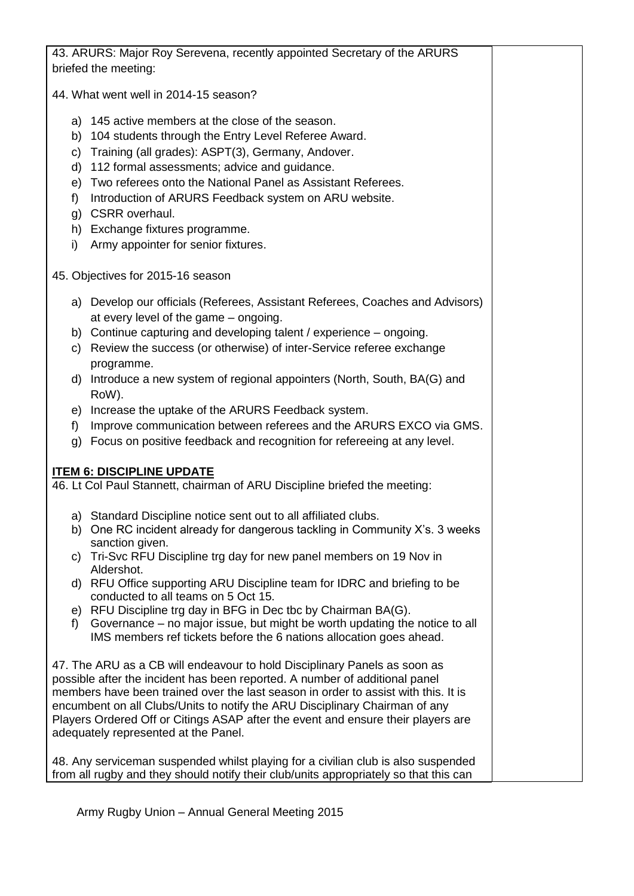43. ARURS: Major Roy Serevena, recently appointed Secretary of the ARURS briefed the meeting:

44. What went well in 2014-15 season?

a) 145 active members at the close of the season.
b) 104 students through the Entry Level Referee Award.
c) Training (all grades): ASPT(3), Germany, Andover.
d) 112 formal assessments; advice and guidance.
e) Two referees onto the National Panel as Assistant Referees.
f) Introduction of ARURS Feedback system on ARU website.
g) CSRR overhaul.
h) Exchange fixtures programme.
i) Army appointer for senior fixtures.

45. Objectives for 2015-16 season

a) Develop our officials (Referees, Assistant Referees, Coaches and Advisors) at every level of the game – ongoing.
b) Continue capturing and developing talent / experience – ongoing.
c) Review the success (or otherwise) of inter-Service referee exchange programme.
d) Introduce a new system of regional appointers (North, South, BA(G) and RoW).
e) Increase the uptake of the ARURS Feedback system.
f) Improve communication between referees and the ARURS EXCO via GMS.
g) Focus on positive feedback and recognition for refereeing at any level.

**ITEM 6: DISCIPLINE UPDATE**

46. Lt Col Paul Stannett, chairman of ARU Discipline briefed the meeting:

a) Standard Discipline notice sent out to all affiliated clubs.
b) One RC incident already for dangerous tackling in Community X's. 3 weeks sanction given.
c) Tri-Svc RFU Discipline trg day for new panel members on 19 Nov in Aldershot.
d) RFU Office supporting ARU Discipline team for IDRC and briefing to be conducted to all teams on 5 Oct 15.
e) RFU Discipline trg day in BFG in Dec tbc by Chairman BA(G).
f) Governance – no major issue, but might be worth updating the notice to all IMS members ref tickets before the 6 nations allocation goes ahead.

47. The ARU as a CB will endeavour to hold Disciplinary Panels as soon as possible after the incident has been reported. A number of additional panel members have been trained over the last season in order to assist with this. It is encumbent on all Clubs/Units to notify the ARU Disciplinary Chairman of any Players Ordered Off or Citings ASAP after the event and ensure their players are adequately represented at the Panel.

48. Any serviceman suspended whilst playing for a civilian club is also suspended from all rugby and they should notify their club/units appropriately so that this can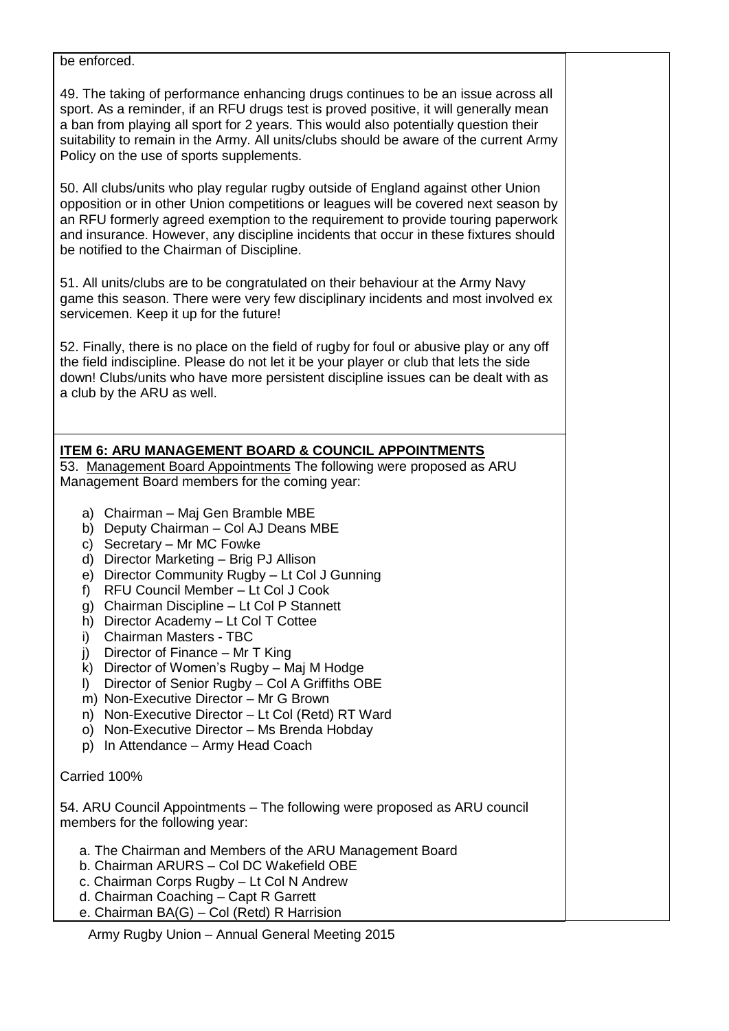be enforced.

49. The taking of performance enhancing drugs continues to be an issue across all sport. As a reminder, if an RFU drugs test is proved positive, it will generally mean a ban from playing all sport for 2 years. This would also potentially question their suitability to remain in the Army. All units/clubs should be aware of the current Army Policy on the use of sports supplements.

50. All clubs/units who play regular rugby outside of England against other Union opposition or in other Union competitions or leagues will be covered next season by an RFU formerly agreed exemption to the requirement to provide touring paperwork and insurance. However, any discipline incidents that occur in these fixtures should be notified to the Chairman of Discipline.

51. All units/clubs are to be congratulated on their behaviour at the Army Navy game this season. There were very few disciplinary incidents and most involved ex servicemen. Keep it up for the future!

52. Finally, there is no place on the field of rugby for foul or abusive play or any off the field indiscipline. Please do not let it be your player or club that lets the side down! Clubs/units who have more persistent discipline issues can be dealt with as a club by the ARU as well.

**ITEM 6: ARU MANAGEMENT BOARD & COUNCIL APPOINTMENTS**

53. Management Board Appointments The following were proposed as ARU Management Board members for the coming year:

a) Chairman – Maj Gen Bramble MBE
b) Deputy Chairman – Col AJ Deans MBE
c) Secretary – Mr MC Fowke
d) Director Marketing – Brig PJ Allison
e) Director Community Rugby – Lt Col J Gunning
f) RFU Council Member – Lt Col J Cook
g) Chairman Discipline – Lt Col P Stannett
h) Director Academy – Lt Col T Cottee
i) Chairman Masters - TBC
j) Director of Finance – Mr T King
k) Director of Women's Rugby – Maj M Hodge
l) Director of Senior Rugby – Col A Griffiths OBE
m) Non-Executive Director – Mr G Brown
n) Non-Executive Director – Lt Col (Retd) RT Ward
o) Non-Executive Director – Ms Brenda Hobday
p) In Attendance – Army Head Coach

Carried 100%

54. ARU Council Appointments – The following were proposed as ARU council members for the following year:

a. The Chairman and Members of the ARU Management Board
b. Chairman ARURS – Col DC Wakefield OBE
c. Chairman Corps Rugby – Lt Col N Andrew
d. Chairman Coaching – Capt R Garrett
e. Chairman BA(G) – Col (Retd) R Harrision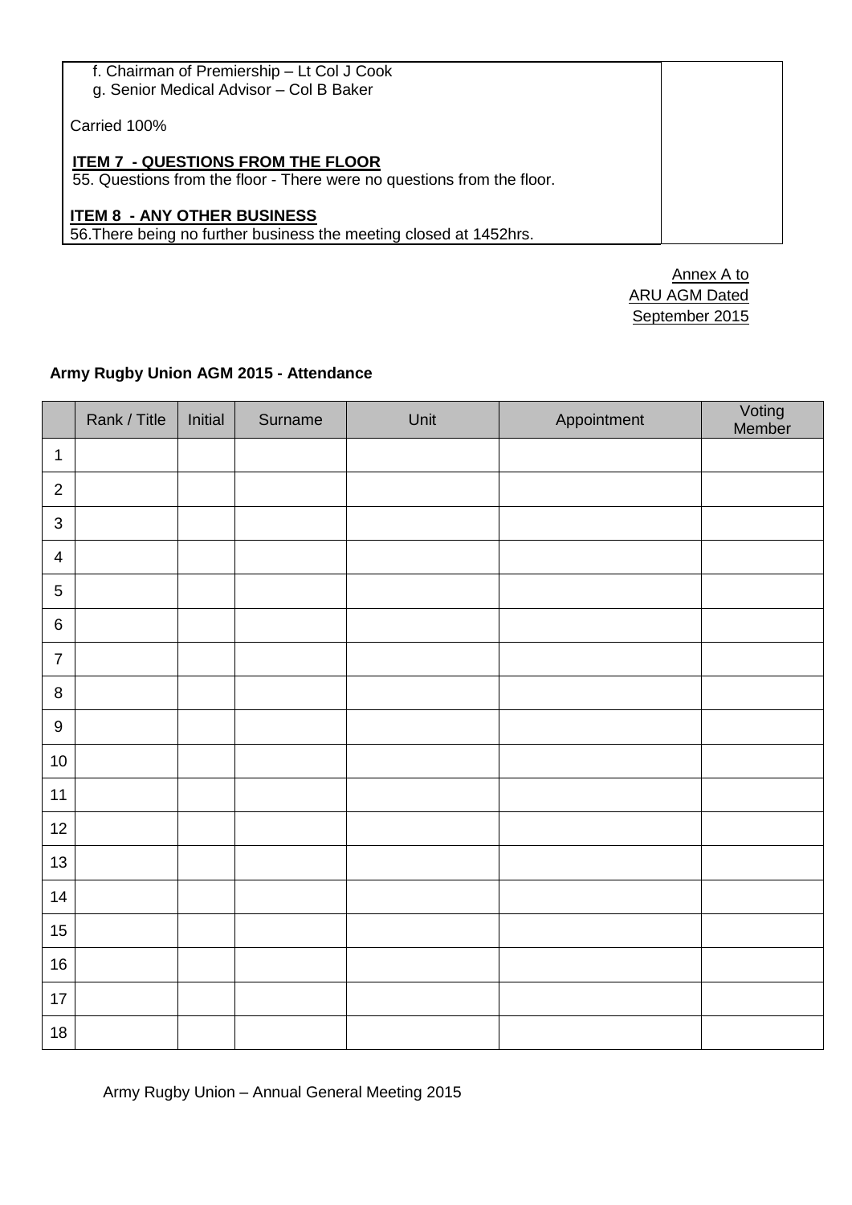f. Chairman of Premiership – Lt Col J Cook
g. Senior Medical Advisor – Col B Baker

Carried 100%

**ITEM 7 - QUESTIONS FROM THE FLOOR**

55. Questions from the floor - There were no questions from the floor.

**ITEM 8 - ANY OTHER BUSINESS**

56. There being no further business the meeting closed at 1452hrs.

Annex A to
ARU AGM Dated
September 2015

**Army Rugby Union AGM 2015 - Attendance**

| | Rank / Title | Initial | Surname | Unit | Appointment | Voting Member |
|---|---|---|---|---|---|---|
| 1 | | | | | | |
| 2 | | | | | | |
| 3 | | | | | | |
| 4 | | | | | | |
| 5 | | | | | | |
| 6 | | | | | | |
| 7 | | | | | | |
| 8 | | | | | | |
| 9 | | | | | | |
| 10 | | | | | | |
| 11 | | | | | | |
| 12 | | | | | | |
| 13 | | | | | | |
| 14 | | | | | | |
| 15 | | | | | | |
| 16 | | | | | | |
| 17 | | | | | | |
| 18 | | | | | | |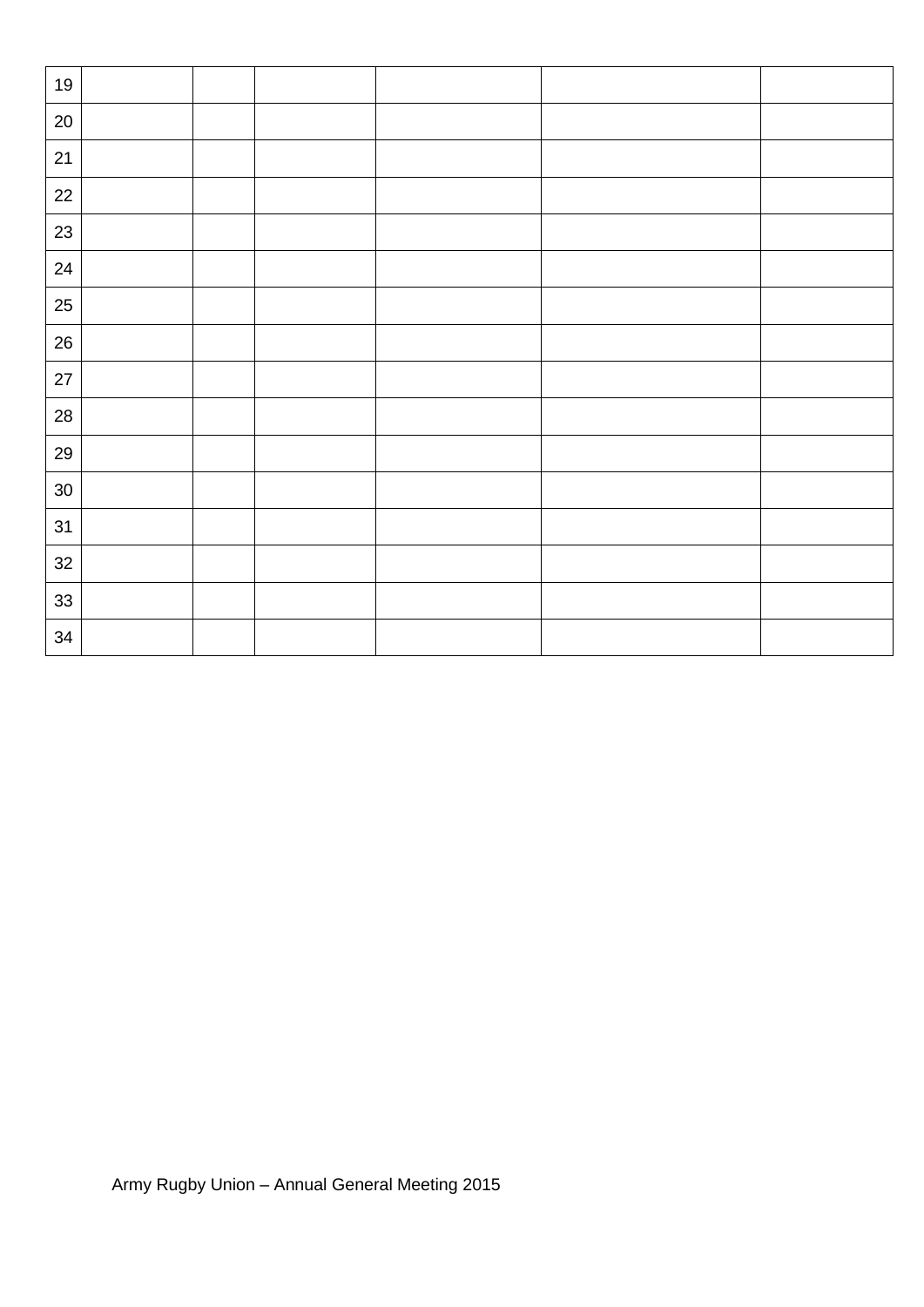| | | | | | | |
|---|---|---|---|---|---|---|
| 19 | | | | | | |
| 20 | | | | | | |
| 21 | | | | | | |
| 22 | | | | | | |
| 23 | | | | | | |
| 24 | | | | | | |
| 25 | | | | | | |
| 26 | | | | | | |
| 27 | | | | | | |
| 28 | | | | | | |
| 29 | | | | | | |
| 30 | | | | | | |
| 31 | | | | | | |
| 32 | | | | | | |
| 33 | | | | | | |
| 34 | | | | | | |